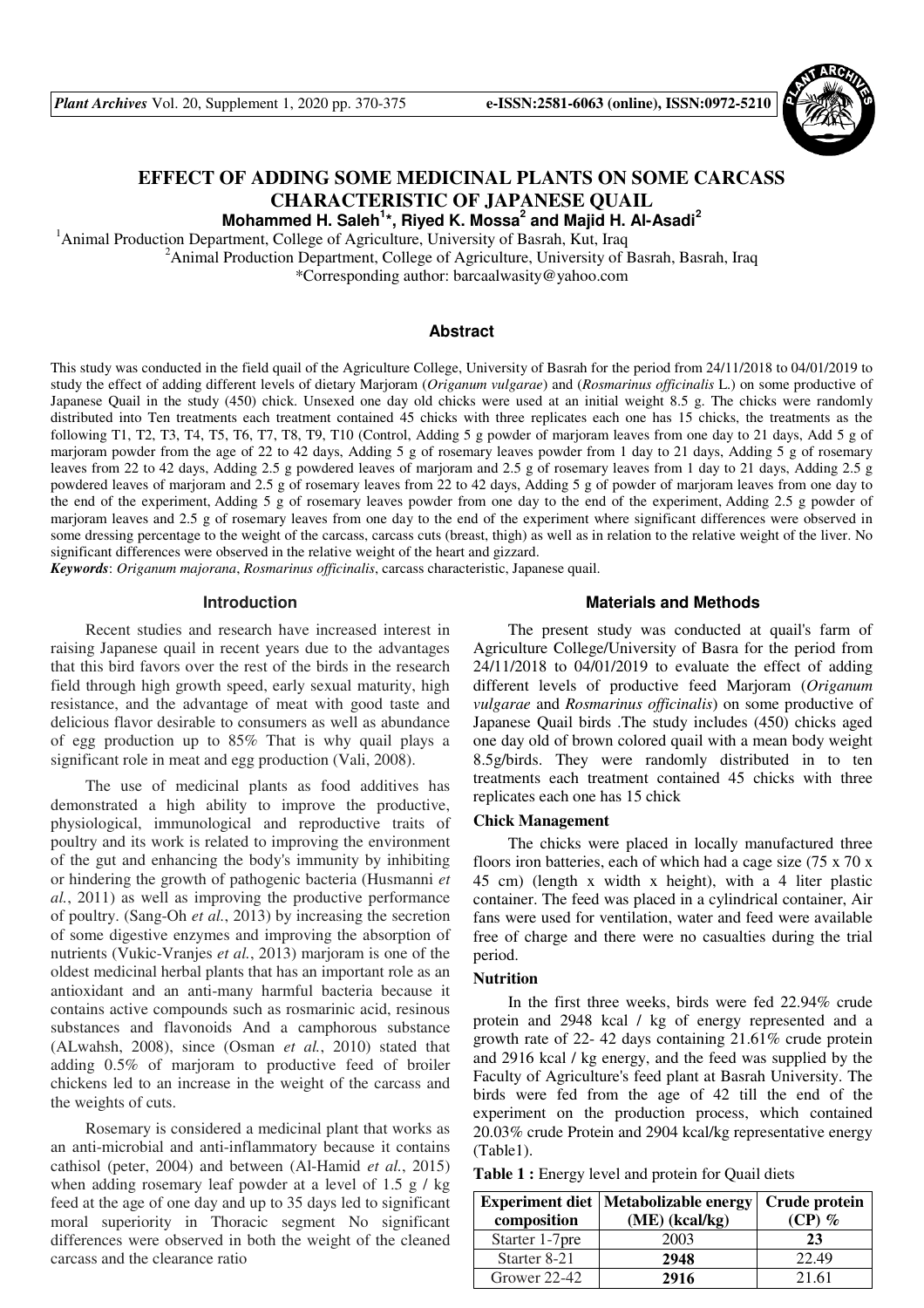# EFFECT OF ADDING SOME MEDICINAL PLANTS ON SOME CARCASS CHARACTERISTIC OF JAPANESE QUAIL

**Mohammed H. Saleh[1]*, Riyed K. Mossa[2] and Majid H. Al-Asadi[2]**

[1]Animal Production Department, College of Agriculture, University of Basrah, Kut, Iraq

[2]Animal Production Department, College of Agriculture, University of Basrah, Basrah, Iraq

*Corresponding author: barcaalwasity@yahoo.com

## Abstract

This study was conducted in the field quail of the Agriculture College, University of Basrah for the period from 24/11/2018 to 04/01/2019 to study the effect of adding different levels of dietary Marjoram (*Origanum vulgarae*) and (*Rosmarinus officinalis* L.) on some productive of Japanese Quail in the study (450) chick. Unsexed one day old chicks were used at an initial weight 8.5 g. The chicks were randomly distributed into Ten treatments each treatment contained 45 chicks with three replicates each one has 15 chicks, the treatments as the following T1, T2, T3, T4, T5, T6, T7, T8, T9, T10 (Control, Adding 5 g powder of marjoram leaves from one day to 21 days, Add 5 g of marjoram powder from the age of 22 to 42 days, Adding 5 g of rosemary leaves powder from 1 day to 21 days, Adding 5 g of rosemary leaves from 22 to 42 days, Adding 2.5 g powdered leaves of marjoram and 2.5 g of rosemary leaves from 1 day to 21 days, Adding 2.5 g powdered leaves of marjoram and 2.5 g of rosemary leaves from 22 to 42 days, Adding 5 g of powder of marjoram leaves from one day to the end of the experiment, Adding 5 g of rosemary leaves powder from one day to the end of the experiment, Adding 2.5 g powder of marjoram leaves and 2.5 g of rosemary leaves from one day to the end of the experiment where significant differences were observed in some dressing percentage to the weight of the carcass, carcass cuts (breast, thigh) as well as in relation to the relative weight of the liver. No significant differences were observed in the relative weight of the heart and gizzard.

***Keywords***: *Origanum majorana*, *Rosmarinus officinalis*, carcass characteristic, Japanese quail.

## Introduction

Recent studies and research have increased interest in raising Japanese quail in recent years due to the advantages that this bird favors over the rest of the birds in the research field through high growth speed, early sexual maturity, high resistance, and the advantage of meat with good taste and delicious flavor desirable to consumers as well as abundance of egg production up to 85% That is why quail plays a significant role in meat and egg production (Vali, 2008).

The use of medicinal plants as food additives has demonstrated a high ability to improve the productive, physiological, immunological and reproductive traits of poultry and its work is related to improving the environment of the gut and enhancing the body's immunity by inhibiting or hindering the growth of pathogenic bacteria (Husmanni *et al.*, 2011) as well as improving the productive performance of poultry. (Sang-Oh *et al.*, 2013) by increasing the secretion of some digestive enzymes and improving the absorption of nutrients (Vukic-Vranjes *et al.*, 2013) marjoram is one of the oldest medicinal herbal plants that has an important role as an antioxidant and an anti-many harmful bacteria because it contains active compounds such as rosmarinic acid, resinous substances and flavonoids And a camphorous substance (ALwahsh, 2008), since (Osman *et al.*, 2010) stated that adding 0.5% of marjoram to productive feed of broiler chickens led to an increase in the weight of the carcass and the weights of cuts.

Rosemary is considered a medicinal plant that works as an anti-microbial and anti-inflammatory because it contains cathisol (peter, 2004) and between (Al-Hamid *et al.*, 2015) when adding rosemary leaf powder at a level of 1.5 g / kg feed at the age of one day and up to 35 days led to significant moral superiority in Thoracic segment No significant differences were observed in both the weight of the cleaned carcass and the clearance ratio

## Materials and Methods

The present study was conducted at quail's farm of Agriculture College/University of Basra for the period from 24/11/2018 to 04/01/2019 to evaluate the effect of adding different levels of productive feed Marjoram (*Origanum vulgarae* and *Rosmarinus officinalis*) on some productive of Japanese Quail birds .The study includes (450) chicks aged one day old of brown colored quail with a mean body weight 8.5g/birds. They were randomly distributed in to ten treatments each treatment contained 45 chicks with three replicates each one has 15 chick

### Chick Management

The chicks were placed in locally manufactured three floors iron batteries, each of which had a cage size (75 x 70 x 45 cm) (length x width x height), with a 4 liter plastic container. The feed was placed in a cylindrical container, Air fans were used for ventilation, water and feed were available free of charge and there were no casualties during the trial period.

### Nutrition

In the first three weeks, birds were fed 22.94% crude protein and 2948 kcal / kg of energy represented and a growth rate of 22- 42 days containing 21.61% crude protein and 2916 kcal / kg energy, and the feed was supplied by the Faculty of Agriculture's feed plant at Basrah University. The birds were fed from the age of 42 till the end of the experiment on the production process, which contained 20.03% crude Protein and 2904 kcal/kg representative energy (Table1).

**Table 1 :** Energy level and protein for Quail diets

| Experiment diet composition | Metabolizable energy (ME) (kcal/kg) | Crude protein (CP) % |
|---|---|---|
| Starter 1-7pre | 2003 | **23** |
| Starter 8-21 | **2948** | 22.49 |
| Grower 22-42 | **2916** | 21.61 |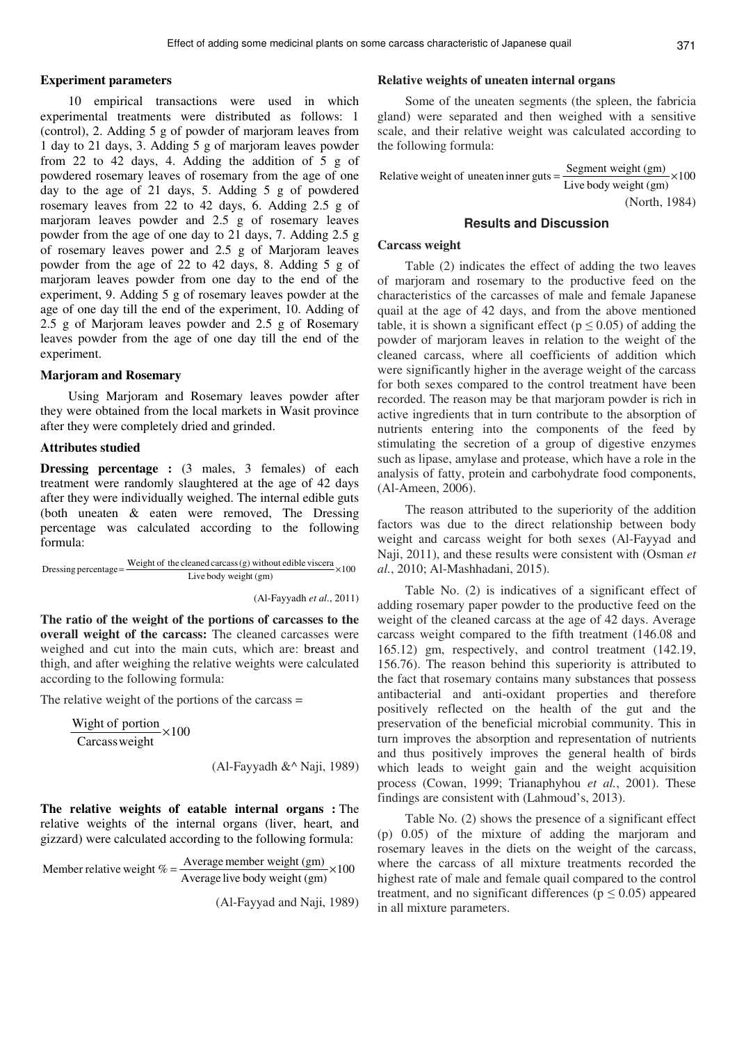### Experiment parameters

10 empirical transactions were used in which experimental treatments were distributed as follows: 1 (control), 2. Adding 5 g of powder of marjoram leaves from 1 day to 21 days, 3. Adding 5 g of marjoram leaves powder from 22 to 42 days, 4. Adding the addition of 5 g of powdered rosemary leaves of rosemary from the age of one day to the age of 21 days, 5. Adding 5 g of powdered rosemary leaves from 22 to 42 days, 6. Adding 2.5 g of marjoram leaves powder and 2.5 g of rosemary leaves powder from the age of one day to 21 days, 7. Adding 2.5 g of rosemary leaves power and 2.5 g of Marjoram leaves powder from the age of 22 to 42 days, 8. Adding 5 g of marjoram leaves powder from one day to the end of the experiment, 9. Adding 5 g of rosemary leaves powder at the age of one day till the end of the experiment, 10. Adding of 2.5 g of Marjoram leaves powder and 2.5 g of Rosemary leaves powder from the age of one day till the end of the experiment.

### Marjoram and Rosemary

Using Marjoram and Rosemary leaves powder after they were obtained from the local markets in Wasit province after they were completely dried and grinded.

### Attributes studied

**Dressing percentage :** (3 males, 3 females) of each treatment were randomly slaughtered at the age of 42 days after they were individually weighed. The internal edible guts (both uneaten & eaten were removed, The Dressing percentage was calculated according to the following formula:

$$\text{Dressing percentage} = \frac{\text{Weight of the cleaned carcass (g) without edible viscera}}{\text{Live body weight (gm)}} \times 100$$

(Al-Fayyadh *et al.*, 2011)

**The ratio of the weight of the portions of carcasses to the overall weight of the carcass:** The cleaned carcasses were weighed and cut into the main cuts, which are: breast and thigh, and after weighing the relative weights were calculated according to the following formula:

The relative weight of the portions of the carcass =

$$\frac{\text{Wight of portion}}{\text{Carcass weight}} \times 100$$

(Al-Fayyadh &^ Naji, 1989)

**The relative weights of eatable internal organs :** The relative weights of the internal organs (liver, heart, and gizzard) were calculated according to the following formula:

$$\text{Member relative weight \%} = \frac{\text{Average member weight (gm)}}{\text{Average live body weight (gm)}} \times 100$$

(Al-Fayyad and Naji, 1989)

### Relative weights of uneaten internal organs

Some of the uneaten segments (the spleen, the fabricia gland) were separated and then weighed with a sensitive scale, and their relative weight was calculated according to the following formula:

$$\text{Relative weight of uneaten inner guts} = \frac{\text{Segment weight (gm)}}{\text{Live body weight (gm)}} \times 100$$

(North, 1984)

## Results and Discussion

### Carcass weight

Table (2) indicates the effect of adding the two leaves of marjoram and rosemary to the productive feed on the characteristics of the carcasses of male and female Japanese quail at the age of 42 days, and from the above mentioned table, it is shown a significant effect ($p \leq 0.05$) of adding the powder of marjoram leaves in relation to the weight of the cleaned carcass, where all coefficients of addition which were significantly higher in the average weight of the carcass for both sexes compared to the control treatment have been recorded. The reason may be that marjoram powder is rich in active ingredients that in turn contribute to the absorption of nutrients entering into the components of the feed by stimulating the secretion of a group of digestive enzymes such as lipase, amylase and protease, which have a role in the analysis of fatty, protein and carbohydrate food components, (Al-Ameen, 2006).

The reason attributed to the superiority of the addition factors was due to the direct relationship between body weight and carcass weight for both sexes (Al-Fayyad and Naji, 2011), and these results were consistent with (Osman *et al.*, 2010; Al-Mashhadani, 2015).

Table No. (2) is indicatives of a significant effect of adding rosemary paper powder to the productive feed on the weight of the cleaned carcass at the age of 42 days. Average carcass weight compared to the fifth treatment (146.08 and 165.12) gm, respectively, and control treatment (142.19, 156.76). The reason behind this superiority is attributed to the fact that rosemary contains many substances that possess antibacterial and anti-oxidant properties and therefore positively reflected on the health of the gut and the preservation of the beneficial microbial community. This in turn improves the absorption and representation of nutrients and thus positively improves the general health of birds which leads to weight gain and the weight acquisition process (Cowan, 1999; Trianaphyhou *et al.*, 2001). These findings are consistent with (Lahmoud's, 2013).

Table No. (2) shows the presence of a significant effect (p) 0.05) of the mixture of adding the marjoram and rosemary leaves in the diets on the weight of the carcass, where the carcass of all mixture treatments recorded the highest rate of male and female quail compared to the control treatment, and no significant differences ($p \leq 0.05$) appeared in all mixture parameters.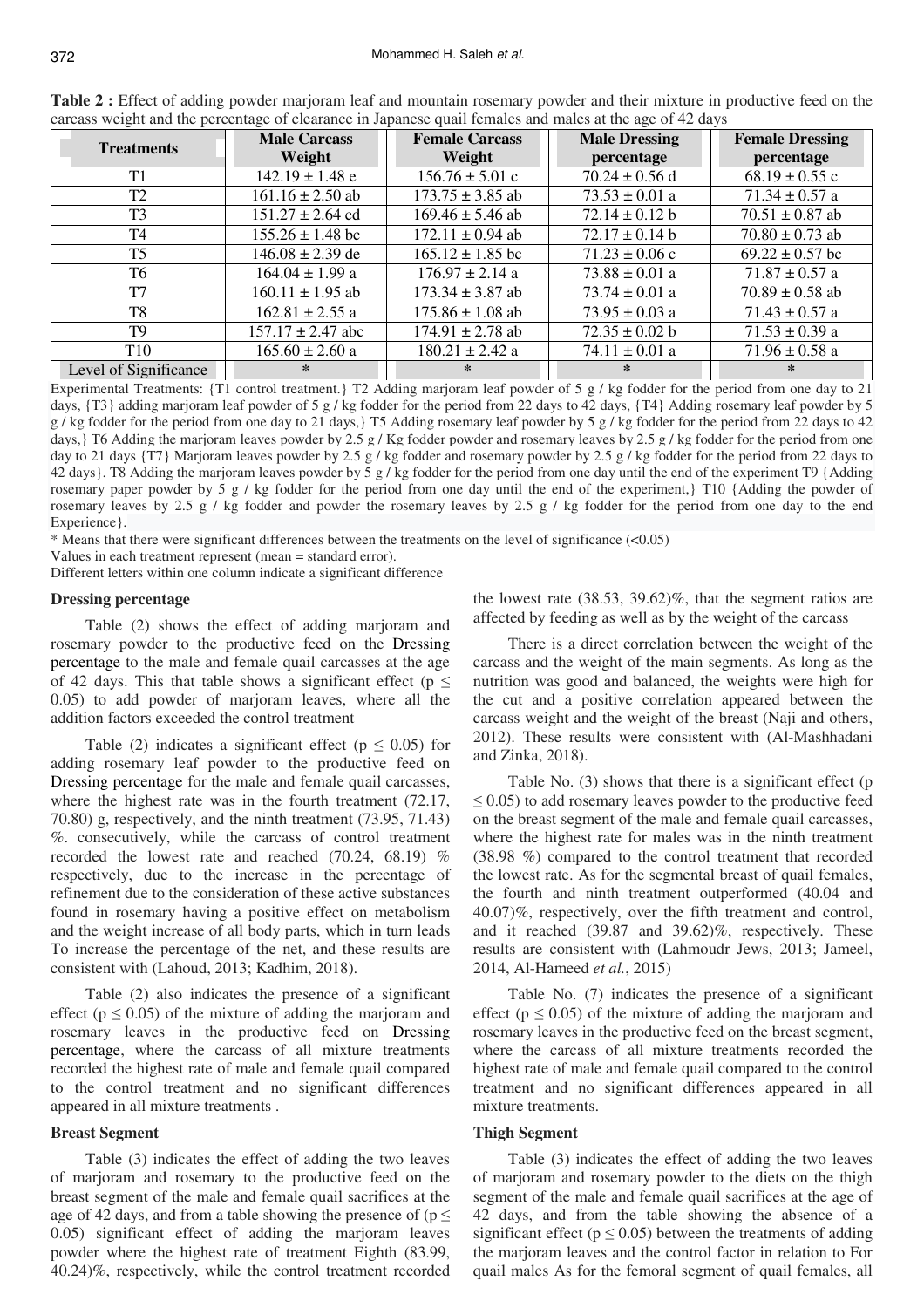**Table 2 :** Effect of adding powder marjoram leaf and mountain rosemary powder and their mixture in productive feed on the carcass weight and the percentage of clearance in Japanese quail females and males at the age of 42 days

| Treatments | Male Carcass Weight | Female Carcass Weight | Male Dressing percentage | Female Dressing percentage |
|---|---|---|---|---|
| T1 | 142.19 ± 1.48 e | 156.76 ± 5.01 c | 70.24 ± 0.56 d | 68.19 ± 0.55 c |
| T2 | 161.16 ± 2.50 ab | 173.75 ± 3.85 ab | 73.53 ± 0.01 a | 71.34 ± 0.57 a |
| T3 | 151.27 ± 2.64 cd | 169.46 ± 5.46 ab | 72.14 ± 0.12 b | 70.51 ± 0.87 ab |
| T4 | 155.26 ± 1.48 bc | 172.11 ± 0.94 ab | 72.17 ± 0.14 b | 70.80 ± 0.73 ab |
| T5 | 146.08 ± 2.39 de | 165.12 ± 1.85 bc | 71.23 ± 0.06 c | 69.22 ± 0.57 bc |
| T6 | 164.04 ± 1.99 a | 176.97 ± 2.14 a | 73.88 ± 0.01 a | 71.87 ± 0.57 a |
| T7 | 160.11 ± 1.95 ab | 173.34 ± 3.87 ab | 73.74 ± 0.01 a | 70.89 ± 0.58 ab |
| T8 | 162.81 ± 2.55 a | 175.86 ± 1.08 ab | 73.95 ± 0.03 a | 71.43 ± 0.57 a |
| T9 | 157.17 ± 2.47 abc | 174.91 ± 2.78 ab | 72.35 ± 0.02 b | 71.53 ± 0.39 a |
| T10 | 165.60 ± 2.60 a | 180.21 ± 2.42 a | 74.11 ± 0.01 a | 71.96 ± 0.58 a |
| Level of Significance | * | * | * | * |

Experimental Treatments: {T1 control treatment.} T2 Adding marjoram leaf powder of 5 g / kg fodder for the period from one day to 21 days, {T3} adding marjoram leaf powder of 5 g / kg fodder for the period from 22 days to 42 days, {T4} Adding rosemary leaf powder by 5 g / kg fodder for the period from one day to 21 days,} T5 Adding rosemary leaf powder by 5 g / kg fodder for the period from 22 days to 42 days,} T6 Adding the marjoram leaves powder by 2.5 g / Kg fodder powder and rosemary leaves by 2.5 g / kg fodder for the period from one day to 21 days {T7} Marjoram leaves powder by 2.5 g / kg fodder and rosemary powder by 2.5 g / kg fodder for the period from 22 days to 42 days}. T8 Adding the marjoram leaves powder by 5 g / kg fodder for the period from one day until the end of the experiment T9 {Adding rosemary paper powder by 5 g / kg fodder for the period from one day until the end of the experiment,} T10 {Adding the powder of rosemary leaves by 2.5 g / kg fodder and powder the rosemary leaves by 2.5 g / kg fodder for the period from one day to the end Experience}.

* Means that there were significant differences between the treatments on the level of significance (<0.05)

Values in each treatment represent (mean = standard error).

Different letters within one column indicate a significant difference

### Dressing percentage

Table (2) shows the effect of adding marjoram and rosemary powder to the productive feed on the Dressing percentage to the male and female quail carcasses at the age of 42 days. This that table shows a significant effect ($p \leq 0.05$) to add powder of marjoram leaves, where all the addition factors exceeded the control treatment

Table (2) indicates a significant effect ($p \leq 0.05$) for adding rosemary leaf powder to the productive feed on Dressing percentage for the male and female quail carcasses, where the highest rate was in the fourth treatment (72.17, 70.80) g, respectively, and the ninth treatment (73.95, 71.43) %. consecutively, while the carcass of control treatment recorded the lowest rate and reached (70.24, 68.19) % respectively, due to the increase in the percentage of refinement due to the consideration of these active substances found in rosemary having a positive effect on metabolism and the weight increase of all body parts, which in turn leads To increase the percentage of the net, and these results are consistent with (Lahoud, 2013; Kadhim, 2018).

Table (2) also indicates the presence of a significant effect ($p \leq 0.05$) of the mixture of adding the marjoram and rosemary leaves in the productive feed on Dressing percentage, where the carcass of all mixture treatments recorded the highest rate of male and female quail compared to the control treatment and no significant differences appeared in all mixture treatments .

### Breast Segment

Table (3) indicates the effect of adding the two leaves of marjoram and rosemary to the productive feed on the breast segment of the male and female quail sacrifices at the age of 42 days, and from a table showing the presence of ($p \leq 0.05$) significant effect of adding the marjoram leaves powder where the highest rate of treatment Eighth (83.99, 40.24)%, respectively, while the control treatment recorded the lowest rate (38.53, 39.62)%, that the segment ratios are affected by feeding as well as by the weight of the carcass

There is a direct correlation between the weight of the carcass and the weight of the main segments. As long as the nutrition was good and balanced, the weights were high for the cut and a positive correlation appeared between the carcass weight and the weight of the breast (Naji and others, 2012). These results were consistent with (Al-Mashhadani and Zinka, 2018).

Table No. (3) shows that there is a significant effect ($p \leq 0.05$) to add rosemary leaves powder to the productive feed on the breast segment of the male and female quail carcasses, where the highest rate for males was in the ninth treatment (38.98 %) compared to the control treatment that recorded the lowest rate. As for the segmental breast of quail females, the fourth and ninth treatment outperformed (40.04 and 40.07)%, respectively, over the fifth treatment and control, and it reached (39.87 and 39.62)%, respectively. These results are consistent with (Lahmoudr Jews, 2013; Jameel, 2014, Al-Hameed *et al.*, 2015)

Table No. (7) indicates the presence of a significant effect ($p \leq 0.05$) of the mixture of adding the marjoram and rosemary leaves in the productive feed on the breast segment, where the carcass of all mixture treatments recorded the highest rate of male and female quail compared to the control treatment and no significant differences appeared in all mixture treatments.

### Thigh Segment

Table (3) indicates the effect of adding the two leaves of marjoram and rosemary powder to the diets on the thigh segment of the male and female quail sacrifices at the age of 42 days, and from the table showing the absence of a significant effect ($p \leq 0.05$) between the treatments of adding the marjoram leaves and the control factor in relation to For quail males As for the femoral segment of quail females, all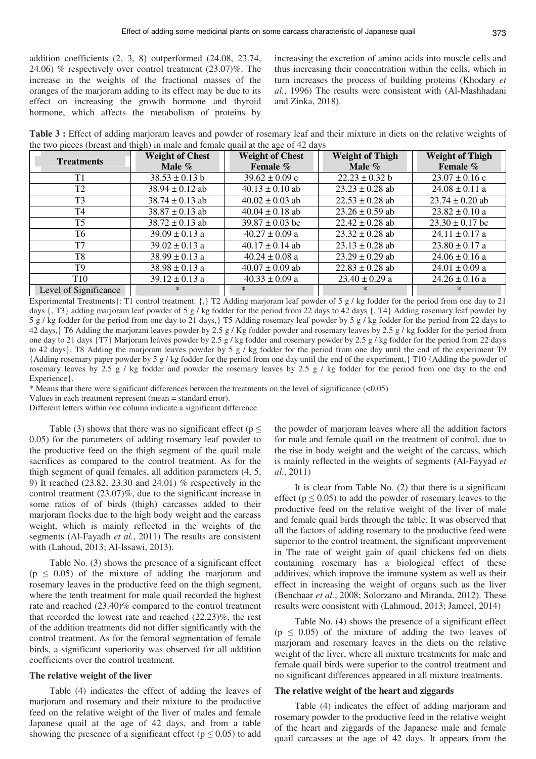addition coefficients (2, 3, 8) outperformed (24.08, 23.74, 24.06) % respectively over control treatment (23.07)%. The increase in the weights of the fractional masses of the oranges of the marjoram adding to its effect may be due to its effect on increasing the growth hormone and thyroid hormone, which affects the metabolism of proteins by increasing the excretion of amino acids into muscle cells and thus increasing their concentration within the cells, which in turn increases the process of building proteins (Khodary *et al.*, 1996) The results were consistent with (Al-Mashhadani and Zinka, 2018).

**Table 3 :** Effect of adding marjoram leaves and powder of rosemary leaf and their mixture in diets on the relative weights of the two pieces (breast and thigh) in male and female quail at the age of 42 days

| Treatments | Weight of Chest Male % | Weight of Chest Female % | Weight of Thigh Male % | Weight of Thigh Female % |
|---|---|---|---|---|
| T1 | 38.53 ± 0.13 b | 39.62 ± 0.09 c | 22.23 ± 0.32 b | 23.07 ± 0.16 c |
| T2 | 38.94 ± 0.12 ab | 40.13 ± 0.10 ab | 23.23 ± 0.28 ab | 24.08 ± 0.11 a |
| T3 | 38.74 ± 0.13 ab | 40.02 ± 0.03 ab | 22.53 ± 0.28 ab | 23.74 ± 0.20 ab |
| T4 | 38.87 ± 0.13 ab | 40.04 ± 0.18 ab | 23.26 ± 0.59 ab | 23.82 ± 0.10 a |
| T5 | 38.72 ± 0.13 ab | 39.87 ± 0.03 bc | 22.42 ± 0.28 ab | 23.30 ± 0.17 bc |
| T6 | 39.09 ± 0.13 a | 40.27 ± 0.09 a | 23.32 ± 0.28 ab | 24.11 ± 0.17 a |
| T7 | 39.02 ± 0.13 a | 40.17 ± 0.14 ab | 23.13 ± 0.28 ab | 23.80 ± 0.17 a |
| T8 | 38.99 ± 0.13 a | 40.24 ± 0.08 a | 23.29 ± 0.29 ab | 24.06 ± 0.16 a |
| T9 | 38.98 ± 0.13 a | 40.07 ± 0.09 ab | 22.83 ± 0.28 ab | 24.01 ± 0.09 a |
| T10 | 39.12 ± 0.13 a | 40.33 ± 0.09 a | 23.40 ± 0.29 a | 24.26 ± 0.16 a |
| Level of Significance | * | * | * | * |

Experimental Treatments}: T1 control treatment. {,} T2 Adding marjoram leaf powder of 5 g / kg fodder for the period from one day to 21 days {, T3} adding marjoram leaf powder of 5 g / kg fodder for the period from 22 days to 42 days {, T4} Adding rosemary leaf powder by 5 g / kg fodder for the period from one day to 21 days,} T5 Adding rosemary leaf powder by 5 g / kg fodder for the period from 22 days to 42 days,} T6 Adding the marjoram leaves powder by 2.5 g / Kg fodder powder and rosemary leaves by 2.5 g / kg fodder for the period from one day to 21 days {T7} Marjoram leaves powder by 2.5 g / kg fodder and rosemary powder by 2.5 g / kg fodder for the period from 22 days to 42 days}. T8 Adding the marjoram leaves powder by 5 g / kg fodder for the period from one day until the end of the experiment T9 {Adding rosemary paper powder by 5 g / kg fodder for the period from one day until the end of the experiment,} T10 {Adding the powder of rosemary leaves by 2.5 g / kg fodder and powder the rosemary leaves by 2.5 g / kg fodder for the period from one day to the end Experience}.

* Means that there were significant differences between the treatments on the level of significance (<0.05)

Values in each treatment represent (mean = standard error).

Different letters within one column indicate a significant difference

Table (3) shows that there was no significant effect ($p \leq 0.05$) for the parameters of adding rosemary leaf powder to the productive feed on the thigh segment of the quail male sacrifices as compared to the control treatment. As for the thigh segment of quail females, all addition parameters (4, 5, 9) It reached (23.82, 23.30 and 24.01) % respectively in the control treatment (23.07)%, due to the significant increase in some ratios of birds (thigh) carcasses added to their marjoram flocks due to the high body weight and the carcass weight, which is mainly reflected in the weights of the segments (Al-Fayadh *et al.*, 2011) The results are consistent with (Lahoud, 2013; Al-Issawi, 2013).

Table No. (3) shows the presence of a significant effect ($p \leq 0.05$) of the mixture of adding the marjoram and rosemary leaves in the productive feed on the thigh segment, where the tenth treatment for male quail recorded the highest rate and reached (23.40)% compared to the control treatment that recorded the lowest rate and reached (22.23)%, the rest of the addition treatments did not differ significantly with the control treatment. As for the femoral segmentation of female birds, a significant superiority was observed for all addition coefficients over the control treatment.

**The relative weight of the liver**

Table (4) indicates the effect of adding the leaves of marjoram and rosemary and their mixture to the productive feed on the relative weight of the liver of males and female Japanese quail at the age of 42 days, and from a table showing the presence of a significant effect ($p \leq 0.05$) to add the powder of marjoram leaves where all the addition factors for male and female quail on the treatment of control, due to the rise in body weight and the weight of the carcass, which is mainly reflected in the weights of segments (Al-Fayyad *et al.*, 2011)

It is clear from Table No. (2) that there is a significant effect ($p \leq 0.05$) to add the powder of rosemary leaves to the productive feed on the relative weight of the liver of male and female quail birds through the table. It was observed that all the factors of adding rosemary to the productive feed were superior to the control treatment, the significant improvement in The rate of weight gain of quail chickens fed on diets containing rosemary has a biological effect of these additives, which improve the immune system as well as their effect in increasing the weight of organs such as the liver (Benchaar *et al.*, 2008; Solorzano and Miranda, 2012). These results were consistent with (Lahmoud, 2013; Jameel, 2014)

Table No. (4) shows the presence of a significant effect ($p \leq 0.05$) of the mixture of adding the two leaves of marjoram and rosemary leaves in the diets on the relative weight of the liver, where all mixture treatments for male and female quail birds were superior to the control treatment and no significant differences appeared in all mixture treatments.

**The relative weight of the heart and ziggards**

Table (4) indicates the effect of adding marjoram and rosemary powder to the productive feed in the relative weight of the heart and ziggards of the Japanese male and female quail carcasses at the age of 42 days. It appears from the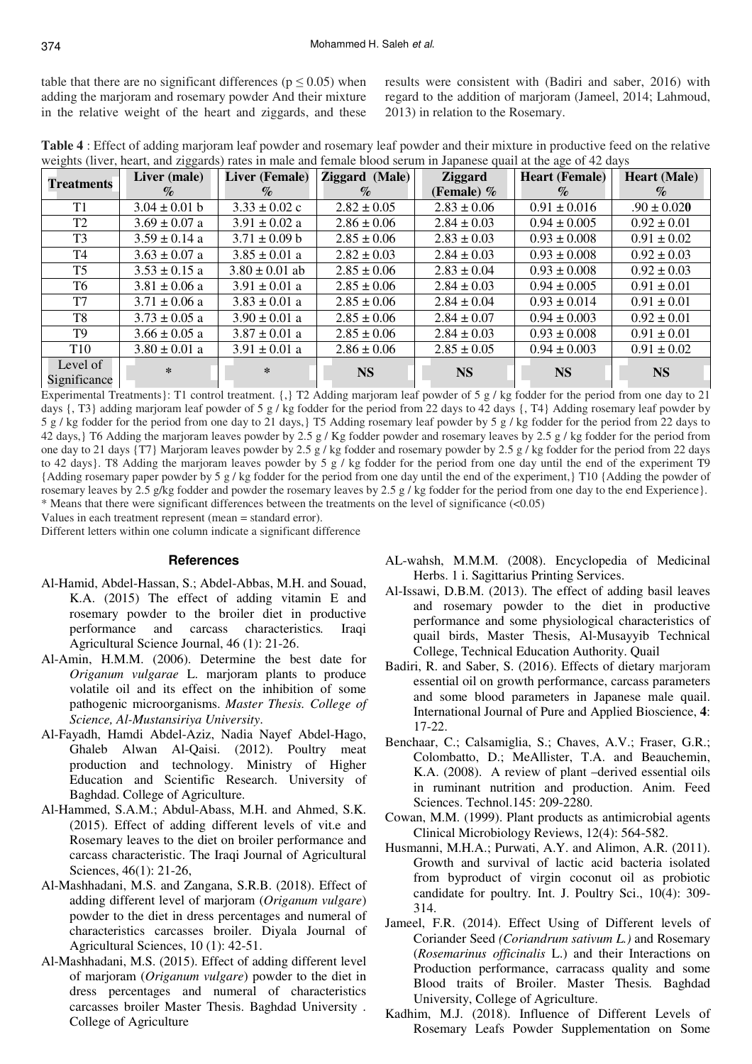table that there are no significant differences (p ≤ 0.05) when adding the marjoram and rosemary powder And their mixture in the relative weight of the heart and ziggards, and these results were consistent with (Badiri and saber, 2016) with regard to the addition of marjoram (Jameel, 2014; Lahmoud, 2013) in relation to the Rosemary.

**Table 4** : Effect of adding marjoram leaf powder and rosemary leaf powder and their mixture in productive feed on the relative weights (liver, heart, and ziggards) rates in male and female blood serum in Japanese quail at the age of 42 days

| Treatments | Liver (male) % | Liver (Female) % | Ziggard (Male) % | Ziggard (Female) % | Heart (Female) % | Heart (Male) % |
|---|---|---|---|---|---|---|
| T1 | 3.04 ± 0.01 b | 3.33 ± 0.02 c | 2.82 ± 0.05 | 2.83 ± 0.06 | 0.91 ± 0.016 | .90 ± 0.02**0** |
| T2 | 3.69 ± 0.07 a | 3.91 ± 0.02 a | 2.86 ± 0.06 | 2.84 ± 0.03 | 0.94 ± 0.005 | 0.92 ± 0.01 |
| T3 | 3.59 ± 0.14 a | 3.71 ± 0.09 b | 2.85 ± 0.06 | 2.83 ± 0.03 | 0.93 ± 0.008 | 0.91 ± 0.02 |
| T4 | 3.63 ± 0.07 a | 3.85 ± 0.01 a | 2.82 ± 0.03 | 2.84 ± 0.03 | 0.93 ± 0.008 | 0.92 ± 0.03 |
| T5 | 3.53 ± 0.15 a | 3.80 ± 0.01 ab | 2.85 ± 0.06 | 2.83 ± 0.04 | 0.93 ± 0.008 | 0.92 ± 0.03 |
| T6 | 3.81 ± 0.06 a | 3.91 ± 0.01 a | 2.85 ± 0.06 | 2.84 ± 0.03 | 0.94 ± 0.005 | 0.91 ± 0.01 |
| T7 | 3.71 ± 0.06 a | 3.83 ± 0.01 a | 2.85 ± 0.06 | 2.84 ± 0.04 | 0.93 ± 0.014 | 0.91 ± 0.01 |
| T8 | 3.73 ± 0.05 a | 3.90 ± 0.01 a | 2.85 ± 0.06 | 2.84 ± 0.07 | 0.94 ± 0.003 | 0.92 ± 0.01 |
| T9 | 3.66 ± 0.05 a | 3.87 ± 0.01 a | 2.85 ± 0.06 | 2.84 ± 0.03 | 0.93 ± 0.008 | 0.91 ± 0.01 |
| T10 | 3.80 ± 0.01 a | 3.91 ± 0.01 a | 2.86 ± 0.06 | 2.85 ± 0.05 | 0.94 ± 0.003 | 0.91 ± 0.02 |
| Level of Significance | * | * | **NS** | **NS** | **NS** | **NS** |

Experimental Treatments}: T1 control treatment. {,} T2 Adding marjoram leaf powder of 5 g / kg fodder for the period from one day to 21 days {, T3} adding marjoram leaf powder of 5 g / kg fodder for the period from 22 days to 42 days {, T4} Adding rosemary leaf powder by 5 g / kg fodder for the period from one day to 21 days,} T5 Adding rosemary leaf powder by 5 g / kg fodder for the period from 22 days to 42 days,} T6 Adding the marjoram leaves powder by 2.5 g / Kg fodder powder and rosemary leaves by 2.5 g / kg fodder for the period from one day to 21 days {T7} Marjoram leaves powder by 2.5 g / kg fodder and rosemary powder by 2.5 g / kg fodder for the period from 22 days to 42 days}. T8 Adding the marjoram leaves powder by 5 g / kg fodder for the period from one day until the end of the experiment T9 {Adding rosemary paper powder by 5 g / kg fodder for the period from one day until the end of the experiment,} T10 {Adding the powder of rosemary leaves by 2.5 g/kg fodder and powder the rosemary leaves by 2.5 g / kg fodder for the period from one day to the end Experience}.
* Means that there were significant differences between the treatments on the level of significance (<0.05)
Values in each treatment represent (mean = standard error).
Different letters within one column indicate a significant difference

## References

Al-Hamid, Abdel-Hassan, S.; Abdel-Abbas, M.H. and Souad, K.A. (2015) The effect of adding vitamin E and rosemary powder to the broiler diet in productive performance and carcass characteristics. Iraqi Agricultural Science Journal, 46 (1): 21-26.

Al-Amin, H.M.M. (2006). Determine the best date for *Origanum vulgarae* L. marjoram plants to produce volatile oil and its effect on the inhibition of some pathogenic microorganisms. *Master Thesis. College of Science, Al-Mustansiriya University*.

Al-Fayadh, Hamdi Abdel-Aziz, Nadia Nayef Abdel-Hago, Ghaleb Alwan Al-Qaisi. (2012). Poultry meat production and technology. Ministry of Higher Education and Scientific Research. University of Baghdad. College of Agriculture.

Al-Hammed, S.A.M.; Abdul-Abass, M.H. and Ahmed, S.K. (2015). Effect of adding different levels of vit.e and Rosemary leaves to the diet on broiler performance and carcass characteristic. The Iraqi Journal of Agricultural Sciences, 46(1): 21-26,

Al-Mashhadani, M.S. and Zangana, S.R.B. (2018). Effect of adding different level of marjoram (*Origanum vulgare*) powder to the diet in dress percentages and numeral of characteristics carcasses broiler. Diyala Journal of Agricultural Sciences, 10 (1): 42-51.

Al-Mashhadani, M.S. (2015). Effect of adding different level of marjoram (*Origanum vulgare*) powder to the diet in dress percentages and numeral of characteristics carcasses broiler Master Thesis. Baghdad University . College of Agriculture

AL-wahsh, M.M.M. (2008). Encyclopedia of Medicinal Herbs. 1 i. Sagittarius Printing Services.

Al-Issawi, D.B.M. (2013). The effect of adding basil leaves and rosemary powder to the diet in productive performance and some physiological characteristics of quail birds, Master Thesis, Al-Musayyib Technical College, Technical Education Authority. Quail

Badiri, R. and Saber, S. (2016). Effects of dietary marjoram essential oil on growth performance, carcass parameters and some blood parameters in Japanese male quail. International Journal of Pure and Applied Bioscience, **4**: 17-22.

Benchaar, C.; Calsamiglia, S.; Chaves, A.V.; Fraser, G.R.; Colombatto, D.; MeAllister, T.A. and Beauchemin, K.A. (2008). A review of plant –derived essential oils in ruminant nutrition and production. Anim. Feed Sciences. Technol.145: 209-2280.

Cowan, M.M. (1999). Plant products as antimicrobial agents Clinical Microbiology Reviews, 12(4): 564-582.

Husmanni, M.H.A.; Purwati, A.Y. and Alimon, A.R. (2011). Growth and survival of lactic acid bacteria isolated from byproduct of virgin coconut oil as probiotic candidate for poultry. Int. J. Poultry Sci., 10(4): 309-314.

Jameel, F.R. (2014). Effect Using of Different levels of Coriander Seed *(Coriandrum sativum L.)* and Rosemary (*Rosemarinus officinalis* L.) and their Interactions on Production performance, carracass quality and some Blood traits of Broiler. Master Thesis. Baghdad University, College of Agriculture.

Kadhim, M.J. (2018). Influence of Different Levels of Rosemary Leafs Powder Supplementation on Some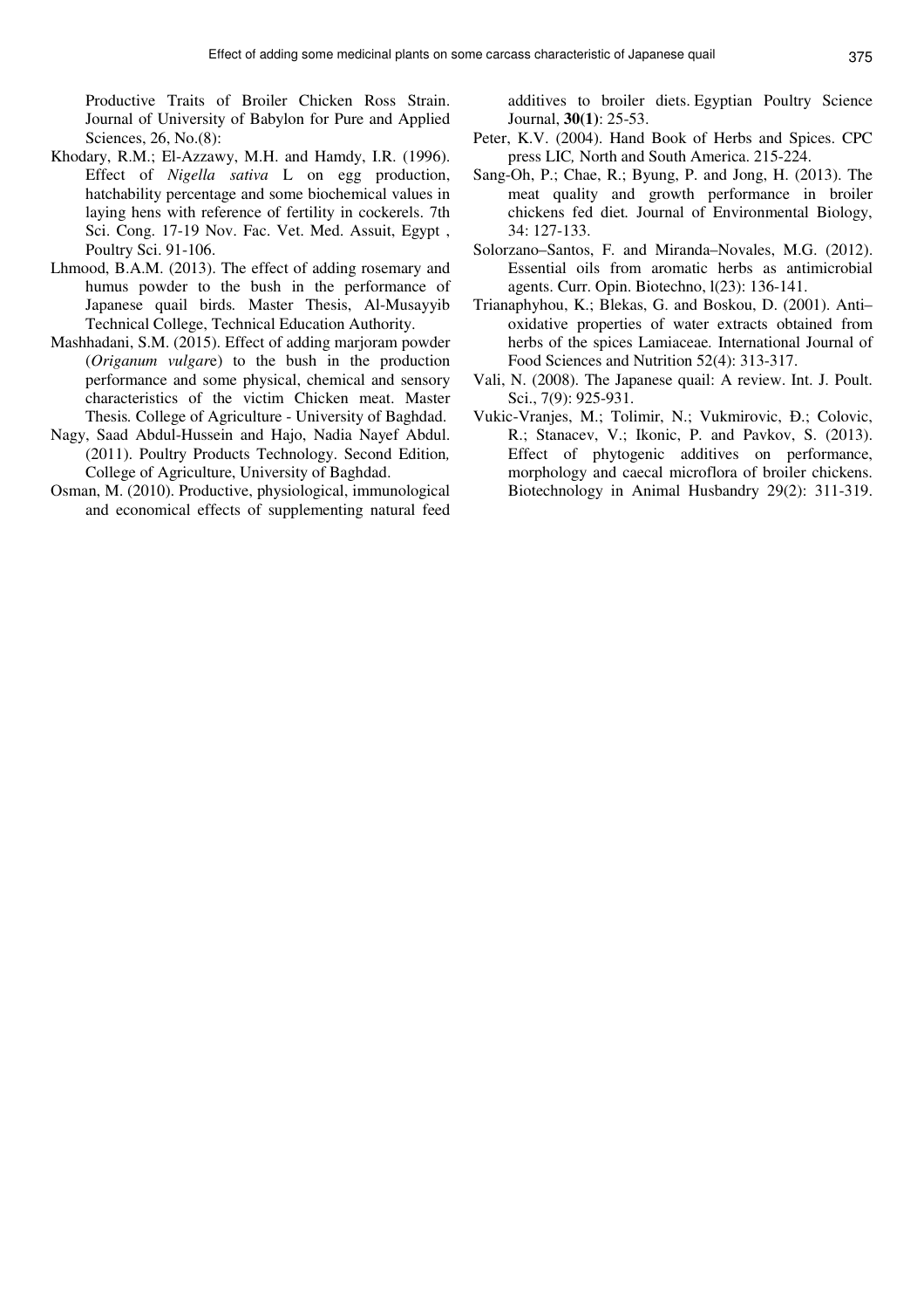Productive Traits of Broiler Chicken Ross Strain. Journal of University of Babylon for Pure and Applied Sciences, 26, No.(8):

Khodary, R.M.; El-Azzawy, M.H. and Hamdy, I.R. (1996). Effect of *Nigella sativa* L on egg production, hatchability percentage and some biochemical values in laying hens with reference of fertility in cockerels. 7th Sci. Cong. 17-19 Nov. Fac. Vet. Med. Assuit, Egypt , Poultry Sci. 91-106.

Lhmood, B.A.M. (2013). The effect of adding rosemary and humus powder to the bush in the performance of Japanese quail birds. Master Thesis, Al-Musayyib Technical College, Technical Education Authority.

Mashhadani, S.M. (2015). Effect of adding marjoram powder (*Origanum vulgar*e) to the bush in the production performance and some physical, chemical and sensory characteristics of the victim Chicken meat. Master Thesis. College of Agriculture - University of Baghdad.

Nagy, Saad Abdul-Hussein and Hajo, Nadia Nayef Abdul. (2011). Poultry Products Technology. Second Edition, College of Agriculture, University of Baghdad.

Osman, M. (2010). Productive, physiological, immunological and economical effects of supplementing natural feed additives to broiler diets. Egyptian Poultry Science Journal, **30(1)**: 25-53.

Peter, K.V. (2004). Hand Book of Herbs and Spices. CPC press LIC, North and South America. 215-224.

Sang-Oh, P.; Chae, R.; Byung, P. and Jong, H. (2013). The meat quality and growth performance in broiler chickens fed diet. Journal of Environmental Biology, 34: 127-133.

Solorzano–Santos, F. and Miranda–Novales, M.G. (2012). Essential oils from aromatic herbs as antimicrobial agents. Curr. Opin. Biotechno, l(23): 136-141.

Trianaphyhou, K.; Blekas, G. and Boskou, D. (2001). Anti–oxidative properties of water extracts obtained from herbs of the spices Lamiaceae. International Journal of Food Sciences and Nutrition 52(4): 313-317.

Vali, N. (2008). The Japanese quail: A review. Int. J. Poult. Sci., 7(9): 925-931.

Vukic-Vranjes, M.; Tolimir, N.; Vukmirovic, Đ.; Colovic, R.; Stanacev, V.; Ikonic, P. and Pavkov, S. (2013). Effect of phytogenic additives on performance, morphology and caecal microflora of broiler chickens. Biotechnology in Animal Husbandry 29(2): 311-319.